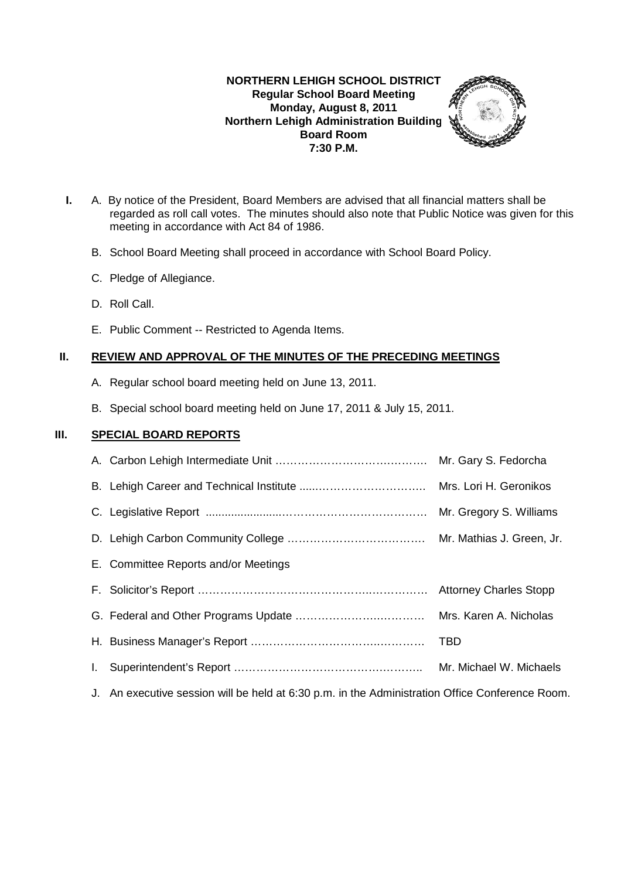**NORTHERN LEHIGH SCHOOL DISTRICT**
**Regular School Board Meeting**
**Monday, August 8, 2011**
**Northern Lehigh Administration Building**
**Board Room**
**7:30 P.M.**

**I.** A. By notice of the President, Board Members are advised that all financial matters shall be regarded as roll call votes. The minutes should also note that Public Notice was given for this meeting in accordance with Act 84 of 1986.

B. School Board Meeting shall proceed in accordance with School Board Policy.

C. Pledge of Allegiance.

D. Roll Call.

E. Public Comment -- Restricted to Agenda Items.

## II. REVIEW AND APPROVAL OF THE MINUTES OF THE PRECEDING MEETINGS

A. Regular school board meeting held on June 13, 2011.

B. Special school board meeting held on June 17, 2011 & July 15, 2011.

## III. SPECIAL BOARD REPORTS

A. Carbon Lehigh Intermediate Unit …………………………………… Mr. Gary S. Fedorcha

B. Lehigh Career and Technical Institute ....…………………………. Mrs. Lori H. Geronikos

C. Legislative Report ........................………………………………… Mr. Gregory S. Williams

D. Lehigh Carbon Community College ………………………………. Mr. Mathias J. Green, Jr.

E. Committee Reports and/or Meetings

F. Solicitor's Report ……………………………………………………. Attorney Charles Stopp

G. Federal and Other Programs Update ………………………………. Mrs. Karen A. Nicholas

H. Business Manager's Report ………………………………………… TBD

I. Superintendent's Report ……………………………………………….. Mr. Michael W. Michaels

J. An executive session will be held at 6:30 p.m. in the Administration Office Conference Room.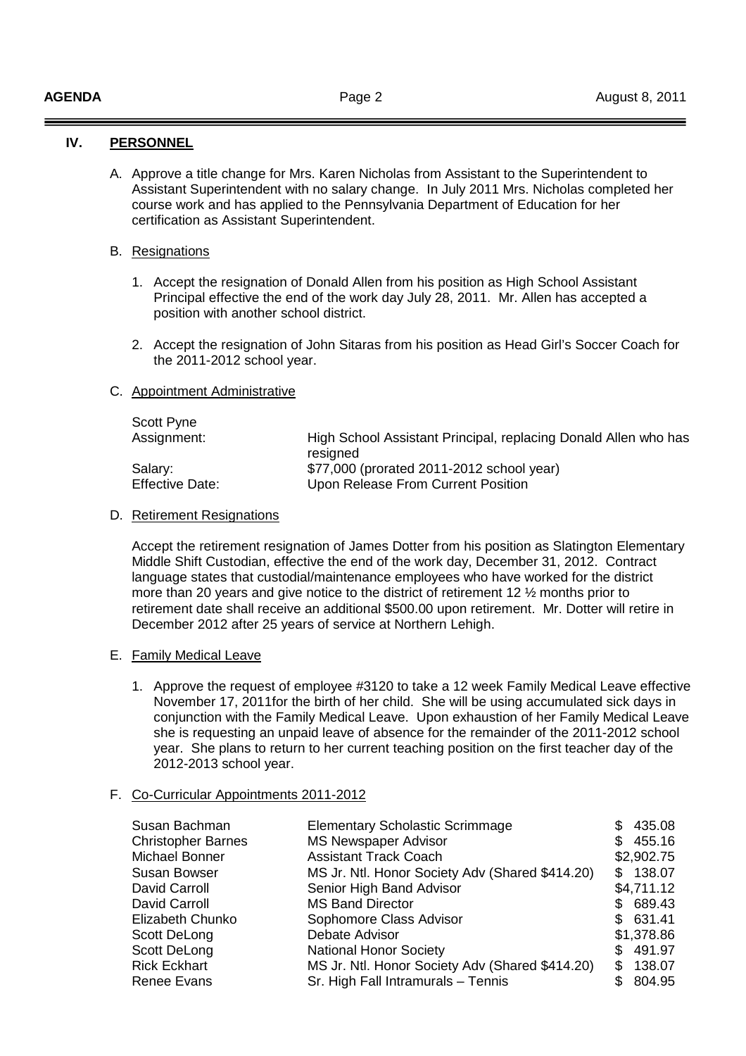## IV. PERSONNEL

A. Approve a title change for Mrs. Karen Nicholas from Assistant to the Superintendent to Assistant Superintendent with no salary change. In July 2011 Mrs. Nicholas completed her course work and has applied to the Pennsylvania Department of Education for her certification as Assistant Superintendent.

B. Resignations

1. Accept the resignation of Donald Allen from his position as High School Assistant Principal effective the end of the work day July 28, 2011. Mr. Allen has accepted a position with another school district.

2. Accept the resignation of John Sitaras from his position as Head Girl's Soccer Coach for the 2011-2012 school year.

C. Appointment Administrative

Scott Pyne

| | |
|---|---|
| Assignment: | High School Assistant Principal, replacing Donald Allen who has resigned |
| Salary: | $77,000 (prorated 2011-2012 school year) |
| Effective Date: | Upon Release From Current Position |

D. Retirement Resignations

Accept the retirement resignation of James Dotter from his position as Slatington Elementary Middle Shift Custodian, effective the end of the work day, December 31, 2012. Contract language states that custodial/maintenance employees who have worked for the district more than 20 years and give notice to the district of retirement 12 ½ months prior to retirement date shall receive an additional $500.00 upon retirement. Mr. Dotter will retire in December 2012 after 25 years of service at Northern Lehigh.

E. Family Medical Leave

1. Approve the request of employee #3120 to take a 12 week Family Medical Leave effective November 17, 2011for the birth of her child. She will be using accumulated sick days in conjunction with the Family Medical Leave. Upon exhaustion of her Family Medical Leave she is requesting an unpaid leave of absence for the remainder of the 2011-2012 school year. She plans to return to her current teaching position on the first teacher day of the 2012-2013 school year.

F. Co-Curricular Appointments 2011-2012

| | | |
|---|---|---|
| Susan Bachman | Elementary Scholastic Scrimmage | $ 435.08 |
| Christopher Barnes | MS Newspaper Advisor | $ 455.16 |
| Michael Bonner | Assistant Track Coach | $2,902.75 |
| Susan Bowser | MS Jr. Ntl. Honor Society Adv (Shared $414.20) | $ 138.07 |
| David Carroll | Senior High Band Advisor | $4,711.12 |
| David Carroll | MS Band Director | $ 689.43 |
| Elizabeth Chunko | Sophomore Class Advisor | $ 631.41 |
| Scott DeLong | Debate Advisor | $1,378.86 |
| Scott DeLong | National Honor Society | $ 491.97 |
| Rick Eckhart | MS Jr. Ntl. Honor Society Adv (Shared $414.20) | $ 138.07 |
| Renee Evans | Sr. High Fall Intramurals – Tennis | $ 804.95 |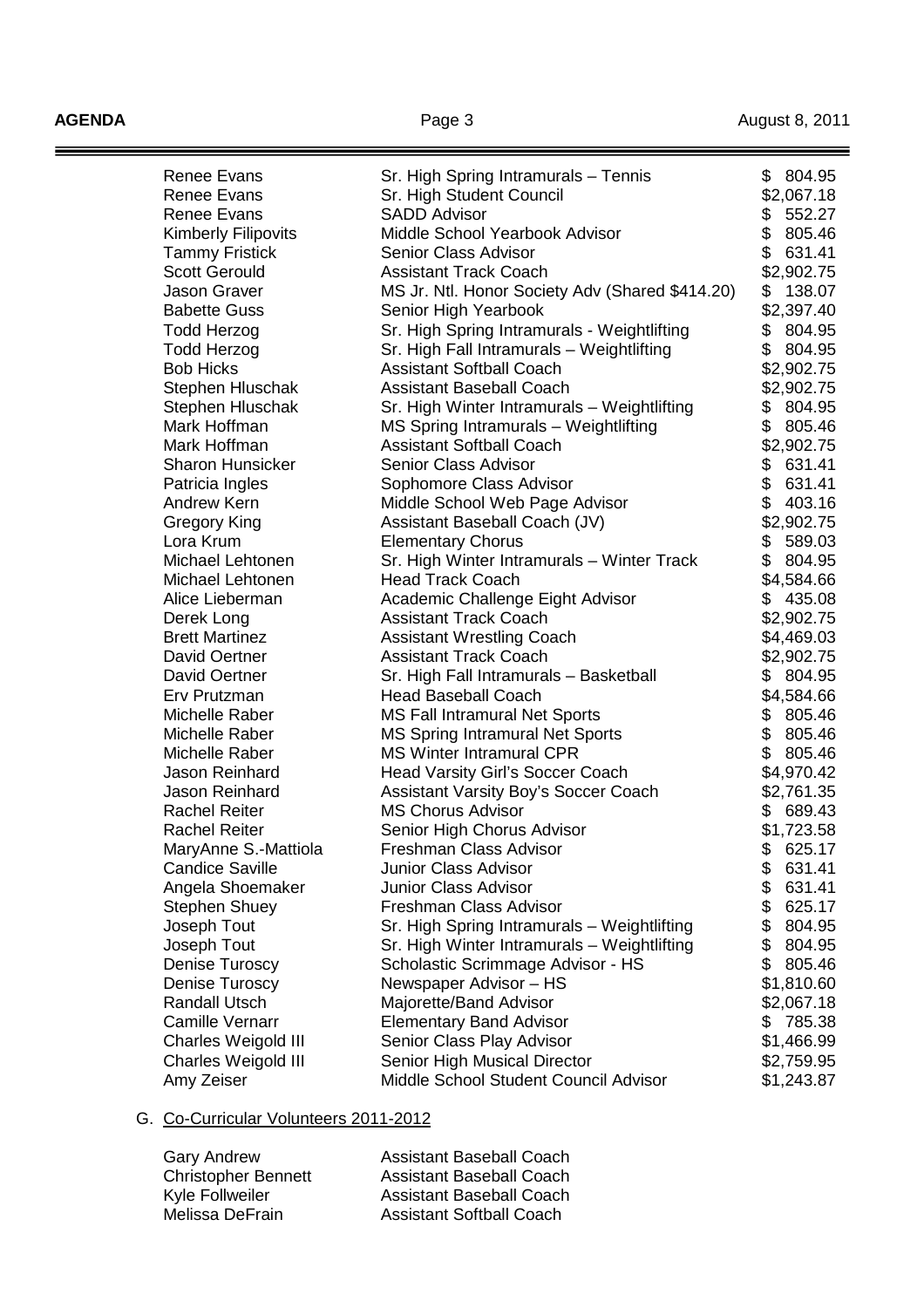| | | |
|---|---|---|
| Renee Evans | Sr. High Spring Intramurals – Tennis | $ 804.95 |
| Renee Evans | Sr. High Student Council | $2,067.18 |
| Renee Evans | SADD Advisor | $ 552.27 |
| Kimberly Filipovits | Middle School Yearbook Advisor | $ 805.46 |
| Tammy Fristick | Senior Class Advisor | $ 631.41 |
| Scott Gerould | Assistant Track Coach | $2,902.75 |
| Jason Graver | MS Jr. Ntl. Honor Society Adv (Shared $414.20) | $ 138.07 |
| Babette Guss | Senior High Yearbook | $2,397.40 |
| Todd Herzog | Sr. High Spring Intramurals - Weightlifting | $ 804.95 |
| Todd Herzog | Sr. High Fall Intramurals – Weightlifting | $ 804.95 |
| Bob Hicks | Assistant Softball Coach | $2,902.75 |
| Stephen Hluschak | Assistant Baseball Coach | $2,902.75 |
| Stephen Hluschak | Sr. High Winter Intramurals – Weightlifting | $ 804.95 |
| Mark Hoffman | MS Spring Intramurals – Weightlifting | $ 805.46 |
| Mark Hoffman | Assistant Softball Coach | $2,902.75 |
| Sharon Hunsicker | Senior Class Advisor | $ 631.41 |
| Patricia Ingles | Sophomore Class Advisor | $ 631.41 |
| Andrew Kern | Middle School Web Page Advisor | $ 403.16 |
| Gregory King | Assistant Baseball Coach (JV) | $2,902.75 |
| Lora Krum | Elementary Chorus | $ 589.03 |
| Michael Lehtonen | Sr. High Winter Intramurals – Winter Track | $ 804.95 |
| Michael Lehtonen | Head Track Coach | $4,584.66 |
| Alice Lieberman | Academic Challenge Eight Advisor | $ 435.08 |
| Derek Long | Assistant Track Coach | $2,902.75 |
| Brett Martinez | Assistant Wrestling Coach | $4,469.03 |
| David Oertner | Assistant Track Coach | $2,902.75 |
| David Oertner | Sr. High Fall Intramurals – Basketball | $ 804.95 |
| Erv Prutzman | Head Baseball Coach | $4,584.66 |
| Michelle Raber | MS Fall Intramural Net Sports | $ 805.46 |
| Michelle Raber | MS Spring Intramural Net Sports | $ 805.46 |
| Michelle Raber | MS Winter Intramural CPR | $ 805.46 |
| Jason Reinhard | Head Varsity Girl's Soccer Coach | $4,970.42 |
| Jason Reinhard | Assistant Varsity Boy's Soccer Coach | $2,761.35 |
| Rachel Reiter | MS Chorus Advisor | $ 689.43 |
| Rachel Reiter | Senior High Chorus Advisor | $1,723.58 |
| MaryAnne S.-Mattiola | Freshman Class Advisor | $ 625.17 |
| Candice Saville | Junior Class Advisor | $ 631.41 |
| Angela Shoemaker | Junior Class Advisor | $ 631.41 |
| Stephen Shuey | Freshman Class Advisor | $ 625.17 |
| Joseph Tout | Sr. High Spring Intramurals – Weightlifting | $ 804.95 |
| Joseph Tout | Sr. High Winter Intramurals – Weightlifting | $ 804.95 |
| Denise Turoscy | Scholastic Scrimmage Advisor - HS | $ 805.46 |
| Denise Turoscy | Newspaper Advisor – HS | $1,810.60 |
| Randall Utsch | Majorette/Band Advisor | $2,067.18 |
| Camille Vernarr | Elementary Band Advisor | $ 785.38 |
| Charles Weigold III | Senior Class Play Advisor | $1,466.99 |
| Charles Weigold III | Senior High Musical Director | $2,759.95 |
| Amy Zeiser | Middle School Student Council Advisor | $1,243.87 |

G. Co-Curricular Volunteers 2011-2012

| | |
|---|---|
| Gary Andrew | Assistant Baseball Coach |
| Christopher Bennett | Assistant Baseball Coach |
| Kyle Follweiler | Assistant Baseball Coach |
| Melissa DeFrain | Assistant Softball Coach |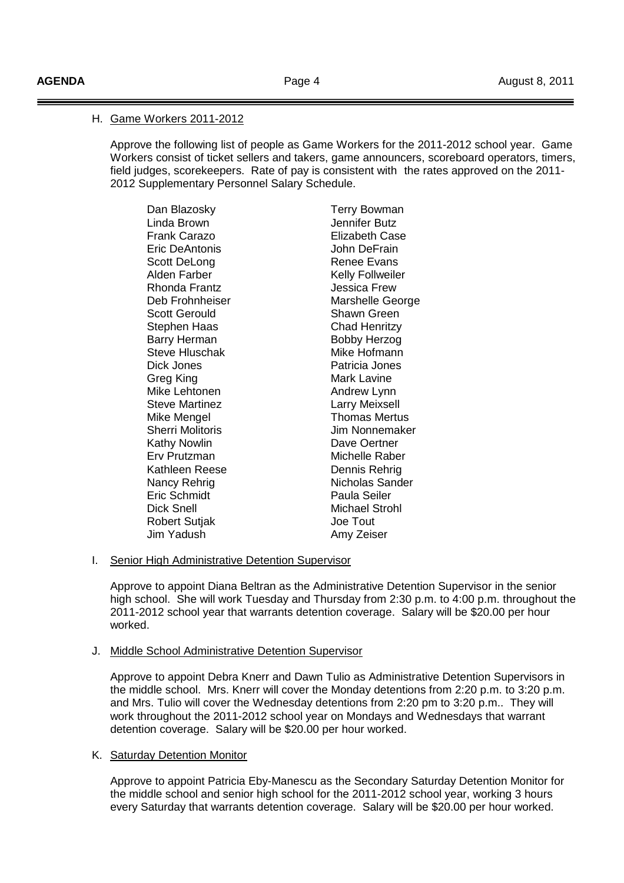H. Game Workers 2011-2012

Approve the following list of people as Game Workers for the 2011-2012 school year. Game Workers consist of ticket sellers and takers, game announcers, scoreboard operators, timers, field judges, scorekeepers. Rate of pay is consistent with the rates approved on the 2011-2012 Supplementary Personnel Salary Schedule.

| | |
|---|---|
| Dan Blazosky | Terry Bowman |
| Linda Brown | Jennifer Butz |
| Frank Carazo | Elizabeth Case |
| Eric DeAntonis | John DeFrain |
| Scott DeLong | Renee Evans |
| Alden Farber | Kelly Follweiler |
| Rhonda Frantz | Jessica Frew |
| Deb Frohnheiser | Marshelle George |
| Scott Gerould | Shawn Green |
| Stephen Haas | Chad Henritzy |
| Barry Herman | Bobby Herzog |
| Steve Hluschak | Mike Hofmann |
| Dick Jones | Patricia Jones |
| Greg King | Mark Lavine |
| Mike Lehtonen | Andrew Lynn |
| Steve Martinez | Larry Meixsell |
| Mike Mengel | Thomas Mertus |
| Sherri Molitoris | Jim Nonnemaker |
| Kathy Nowlin | Dave Oertner |
| Erv Prutzman | Michelle Raber |
| Kathleen Reese | Dennis Rehrig |
| Nancy Rehrig | Nicholas Sander |
| Eric Schmidt | Paula Seiler |
| Dick Snell | Michael Strohl |
| Robert Sutjak | Joe Tout |
| Jim Yadush | Amy Zeiser |

I. Senior High Administrative Detention Supervisor

Approve to appoint Diana Beltran as the Administrative Detention Supervisor in the senior high school. She will work Tuesday and Thursday from 2:30 p.m. to 4:00 p.m. throughout the 2011-2012 school year that warrants detention coverage. Salary will be $20.00 per hour worked.

J. Middle School Administrative Detention Supervisor

Approve to appoint Debra Knerr and Dawn Tulio as Administrative Detention Supervisors in the middle school. Mrs. Knerr will cover the Monday detentions from 2:20 p.m. to 3:20 p.m. and Mrs. Tulio will cover the Wednesday detentions from 2:20 pm to 3:20 p.m.. They will work throughout the 2011-2012 school year on Mondays and Wednesdays that warrant detention coverage. Salary will be $20.00 per hour worked.

K. Saturday Detention Monitor

Approve to appoint Patricia Eby-Manescu as the Secondary Saturday Detention Monitor for the middle school and senior high school for the 2011-2012 school year, working 3 hours every Saturday that warrants detention coverage. Salary will be $20.00 per hour worked.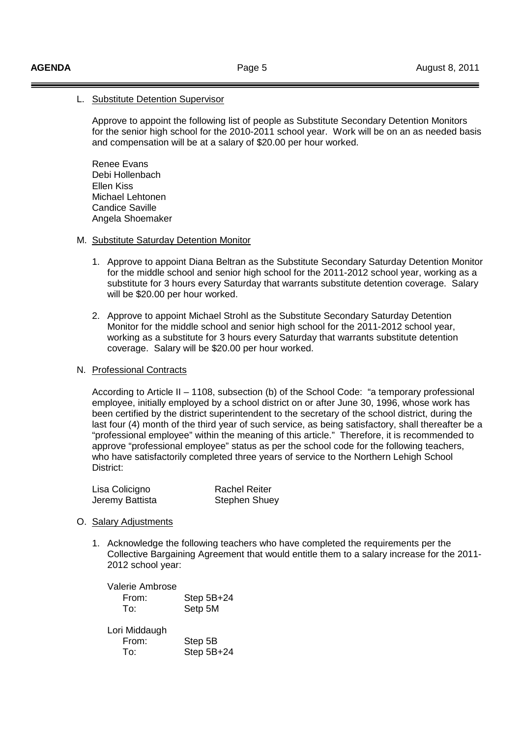L. Substitute Detention Supervisor

Approve to appoint the following list of people as Substitute Secondary Detention Monitors for the senior high school for the 2010-2011 school year. Work will be on an as needed basis and compensation will be at a salary of $20.00 per hour worked.

Renee Evans
Debi Hollenbach
Ellen Kiss
Michael Lehtonen
Candice Saville
Angela Shoemaker

M. Substitute Saturday Detention Monitor

1. Approve to appoint Diana Beltran as the Substitute Secondary Saturday Detention Monitor for the middle school and senior high school for the 2011-2012 school year, working as a substitute for 3 hours every Saturday that warrants substitute detention coverage. Salary will be $20.00 per hour worked.

2. Approve to appoint Michael Strohl as the Substitute Secondary Saturday Detention Monitor for the middle school and senior high school for the 2011-2012 school year, working as a substitute for 3 hours every Saturday that warrants substitute detention coverage. Salary will be $20.00 per hour worked.

N. Professional Contracts

According to Article II – 1108, subsection (b) of the School Code: "a temporary professional employee, initially employed by a school district on or after June 30, 1996, whose work has been certified by the district superintendent to the secretary of the school district, during the last four (4) month of the third year of such service, as being satisfactory, shall thereafter be a "professional employee" within the meaning of this article." Therefore, it is recommended to approve "professional employee" status as per the school code for the following teachers, who have satisfactorily completed three years of service to the Northern Lehigh School District:

| | |
|---|---|
| Lisa Colicigno | Rachel Reiter |
| Jeremy Battista | Stephen Shuey |

O. Salary Adjustments

1. Acknowledge the following teachers who have completed the requirements per the Collective Bargaining Agreement that would entitle them to a salary increase for the 2011-2012 school year:

Valerie Ambrose
From: Step 5B+24
To: Setp 5M

Lori Middaugh
From: Step 5B
To: Step 5B+24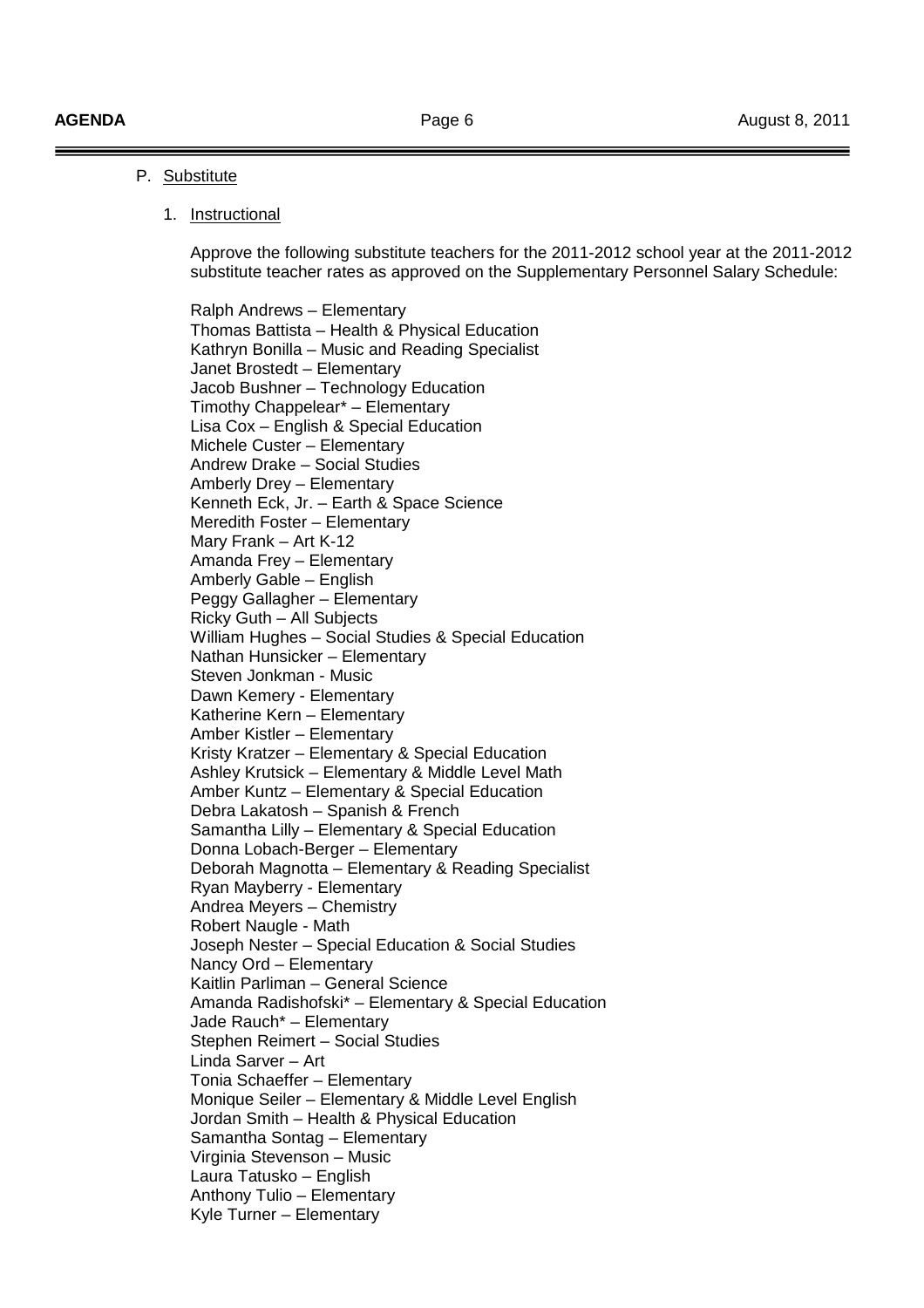P. Substitute

1. Instructional

Approve the following substitute teachers for the 2011-2012 school year at the 2011-2012 substitute teacher rates as approved on the Supplementary Personnel Salary Schedule:

Ralph Andrews – Elementary
Thomas Battista – Health & Physical Education
Kathryn Bonilla – Music and Reading Specialist
Janet Brostedt – Elementary
Jacob Bushner – Technology Education
Timothy Chappelear* – Elementary
Lisa Cox – English & Special Education
Michele Custer – Elementary
Andrew Drake – Social Studies
Amberly Drey – Elementary
Kenneth Eck, Jr. – Earth & Space Science
Meredith Foster – Elementary
Mary Frank – Art K-12
Amanda Frey – Elementary
Amberly Gable – English
Peggy Gallagher – Elementary
Ricky Guth – All Subjects
William Hughes – Social Studies & Special Education
Nathan Hunsicker – Elementary
Steven Jonkman - Music
Dawn Kemery - Elementary
Katherine Kern – Elementary
Amber Kistler – Elementary
Kristy Kratzer – Elementary & Special Education
Ashley Krutsick – Elementary & Middle Level Math
Amber Kuntz – Elementary & Special Education
Debra Lakatosh – Spanish & French
Samantha Lilly – Elementary & Special Education
Donna Lobach-Berger – Elementary
Deborah Magnotta – Elementary & Reading Specialist
Ryan Mayberry - Elementary
Andrea Meyers – Chemistry
Robert Naugle - Math
Joseph Nester – Special Education & Social Studies
Nancy Ord – Elementary
Kaitlin Parliman – General Science
Amanda Radishofski* – Elementary & Special Education
Jade Rauch* – Elementary
Stephen Reimert – Social Studies
Linda Sarver – Art
Tonia Schaeffer – Elementary
Monique Seiler – Elementary & Middle Level English
Jordan Smith – Health & Physical Education
Samantha Sontag – Elementary
Virginia Stevenson – Music
Laura Tatusko – English
Anthony Tulio – Elementary
Kyle Turner – Elementary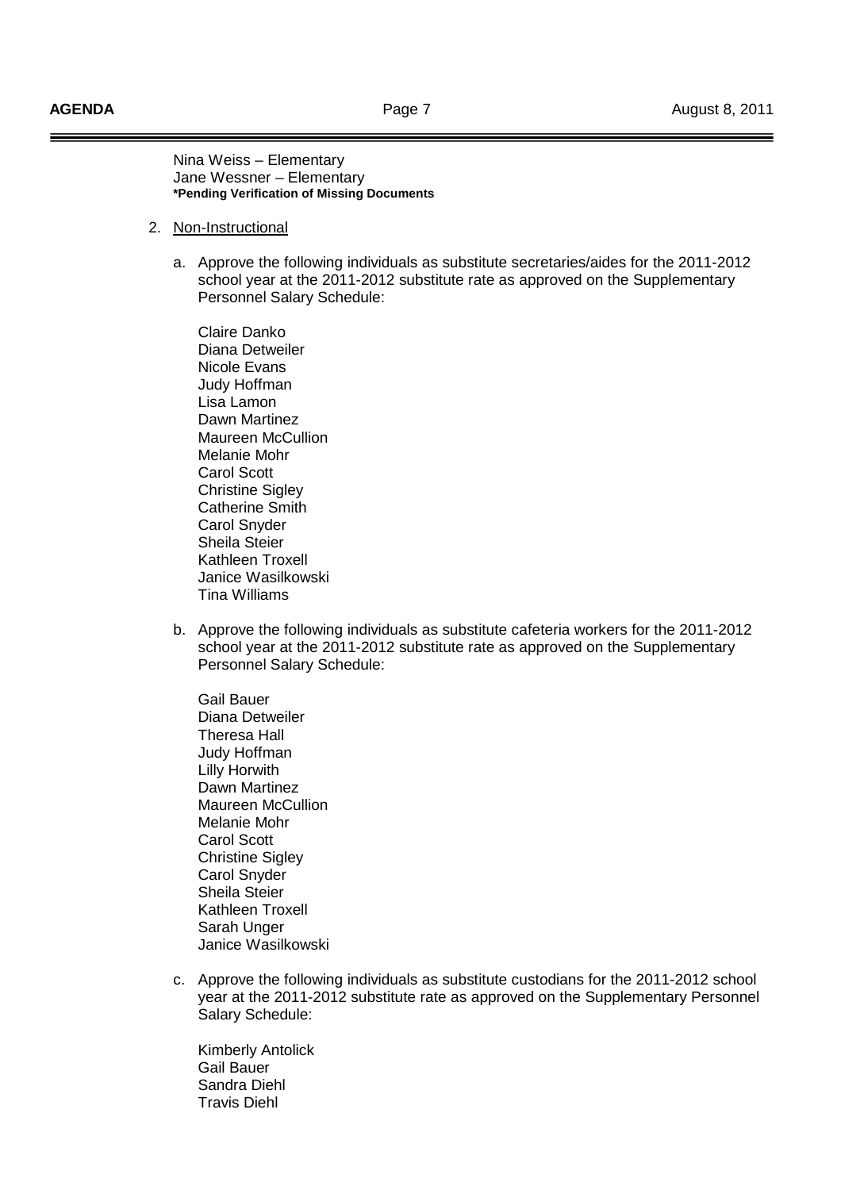Nina Weiss – Elementary
Jane Wessner – Elementary
**\*Pending Verification of Missing Documents**

2. Non-Instructional

   a. Approve the following individuals as substitute secretaries/aides for the 2011-2012 school year at the 2011-2012 substitute rate as approved on the Supplementary Personnel Salary Schedule:

      Claire Danko
      Diana Detweiler
      Nicole Evans
      Judy Hoffman
      Lisa Lamon
      Dawn Martinez
      Maureen McCullion
      Melanie Mohr
      Carol Scott
      Christine Sigley
      Catherine Smith
      Carol Snyder
      Sheila Steier
      Kathleen Troxell
      Janice Wasilkowski
      Tina Williams

   b. Approve the following individuals as substitute cafeteria workers for the 2011-2012 school year at the 2011-2012 substitute rate as approved on the Supplementary Personnel Salary Schedule:

      Gail Bauer
      Diana Detweiler
      Theresa Hall
      Judy Hoffman
      Lilly Horwith
      Dawn Martinez
      Maureen McCullion
      Melanie Mohr
      Carol Scott
      Christine Sigley
      Carol Snyder
      Sheila Steier
      Kathleen Troxell
      Sarah Unger
      Janice Wasilkowski

   c. Approve the following individuals as substitute custodians for the 2011-2012 school year at the 2011-2012 substitute rate as approved on the Supplementary Personnel Salary Schedule:

      Kimberly Antolick
      Gail Bauer
      Sandra Diehl
      Travis Diehl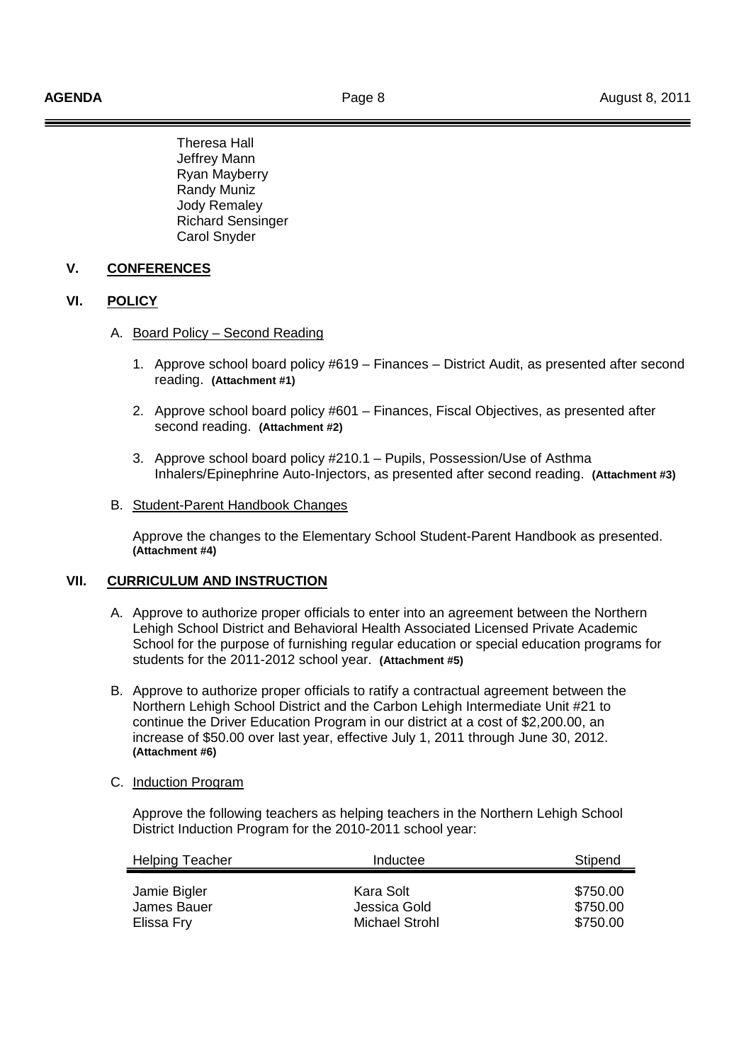Theresa Hall
Jeffrey Mann
Ryan Mayberry
Randy Muniz
Jody Remaley
Richard Sensinger
Carol Snyder

## V. CONFERENCES

## VI. POLICY

A. Board Policy – Second Reading

1. Approve school board policy #619 – Finances – District Audit, as presented after second reading. **(Attachment #1)**

2. Approve school board policy #601 – Finances, Fiscal Objectives, as presented after second reading. **(Attachment #2)**

3. Approve school board policy #210.1 – Pupils, Possession/Use of Asthma Inhalers/Epinephrine Auto-Injectors, as presented after second reading. **(Attachment #3)**

B. Student-Parent Handbook Changes

Approve the changes to the Elementary School Student-Parent Handbook as presented. **(Attachment #4)**

## VII. CURRICULUM AND INSTRUCTION

A. Approve to authorize proper officials to enter into an agreement between the Northern Lehigh School District and Behavioral Health Associated Licensed Private Academic School for the purpose of furnishing regular education or special education programs for students for the 2011-2012 school year. **(Attachment #5)**

B. Approve to authorize proper officials to ratify a contractual agreement between the Northern Lehigh School District and the Carbon Lehigh Intermediate Unit #21 to continue the Driver Education Program in our district at a cost of $2,200.00, an increase of $50.00 over last year, effective July 1, 2011 through June 30, 2012. **(Attachment #6)**

C. Induction Program

Approve the following teachers as helping teachers in the Northern Lehigh School District Induction Program for the 2010-2011 school year:

| Helping Teacher | Inductee | Stipend |
|---|---|---|
| Jamie Bigler | Kara Solt | $750.00 |
| James Bauer | Jessica Gold | $750.00 |
| Elissa Fry | Michael Strohl | $750.00 |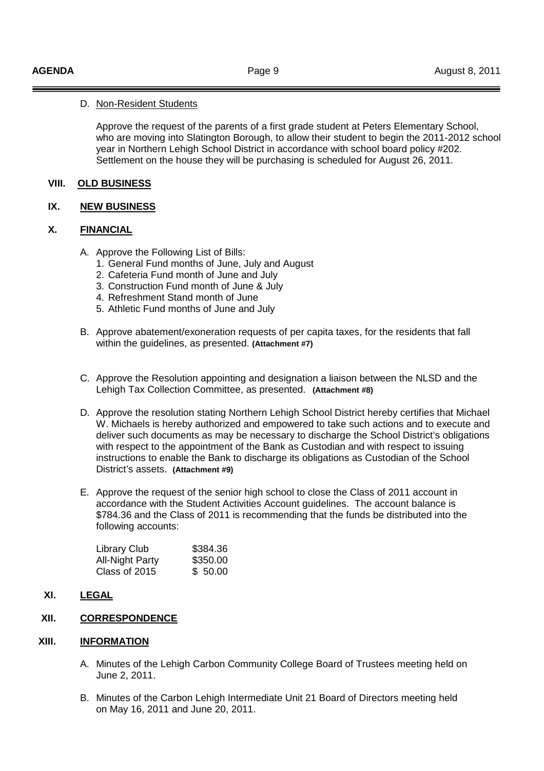D. Non-Resident Students

Approve the request of the parents of a first grade student at Peters Elementary School, who are moving into Slatington Borough, to allow their student to begin the 2011-2012 school year in Northern Lehigh School District in accordance with school board policy #202. Settlement on the house they will be purchasing is scheduled for August 26, 2011.

## VIII. OLD BUSINESS

## IX. NEW BUSINESS

## X. FINANCIAL

A. Approve the Following List of Bills:
   1. General Fund months of June, July and August
   2. Cafeteria Fund month of June and July
   3. Construction Fund month of June & July
   4. Refreshment Stand month of June
   5. Athletic Fund months of June and July

B. Approve abatement/exoneration requests of per capita taxes, for the residents that fall within the guidelines, as presented. **(Attachment #7)**

C. Approve the Resolution appointing and designation a liaison between the NLSD and the Lehigh Tax Collection Committee, as presented. **(Attachment #8)**

D. Approve the resolution stating Northern Lehigh School District hereby certifies that Michael W. Michaels is hereby authorized and empowered to take such actions and to execute and deliver such documents as may be necessary to discharge the School District's obligations with respect to the appointment of the Bank as Custodian and with respect to issuing instructions to enable the Bank to discharge its obligations as Custodian of the School District's assets. **(Attachment #9)**

E. Approve the request of the senior high school to close the Class of 2011 account in accordance with the Student Activities Account guidelines. The account balance is $784.36 and the Class of 2011 is recommending that the funds be distributed into the following accounts:

| | |
|---|---|
| Library Club | $384.36 |
| All-Night Party | $350.00 |
| Class of 2015 | $ 50.00 |

## XI. LEGAL

## XII. CORRESPONDENCE

## XIII. INFORMATION

A. Minutes of the Lehigh Carbon Community College Board of Trustees meeting held on June 2, 2011.

B. Minutes of the Carbon Lehigh Intermediate Unit 21 Board of Directors meeting held on May 16, 2011 and June 20, 2011.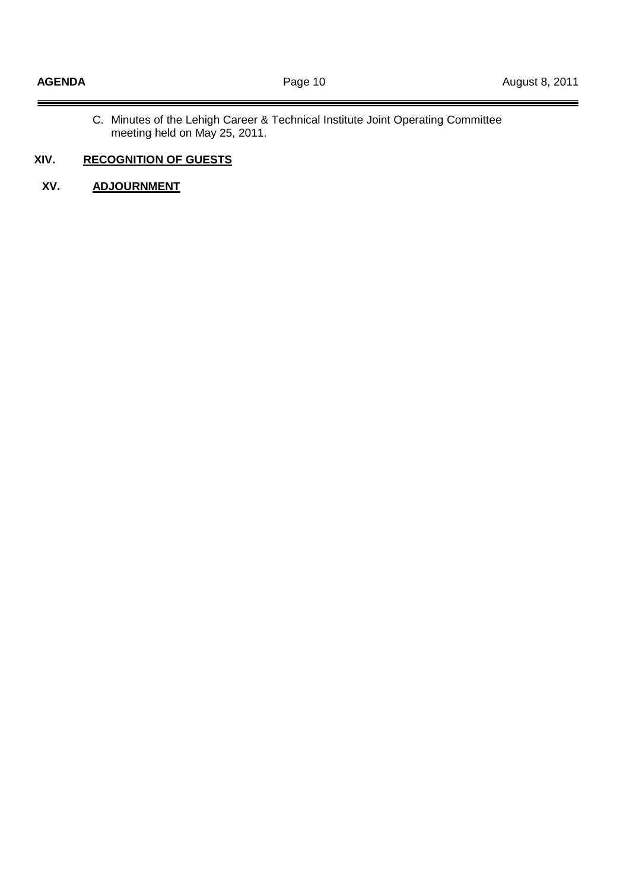C. Minutes of the Lehigh Career & Technical Institute Joint Operating Committee meeting held on May 25, 2011.

## XIV. RECOGNITION OF GUESTS

## XV. ADJOURNMENT